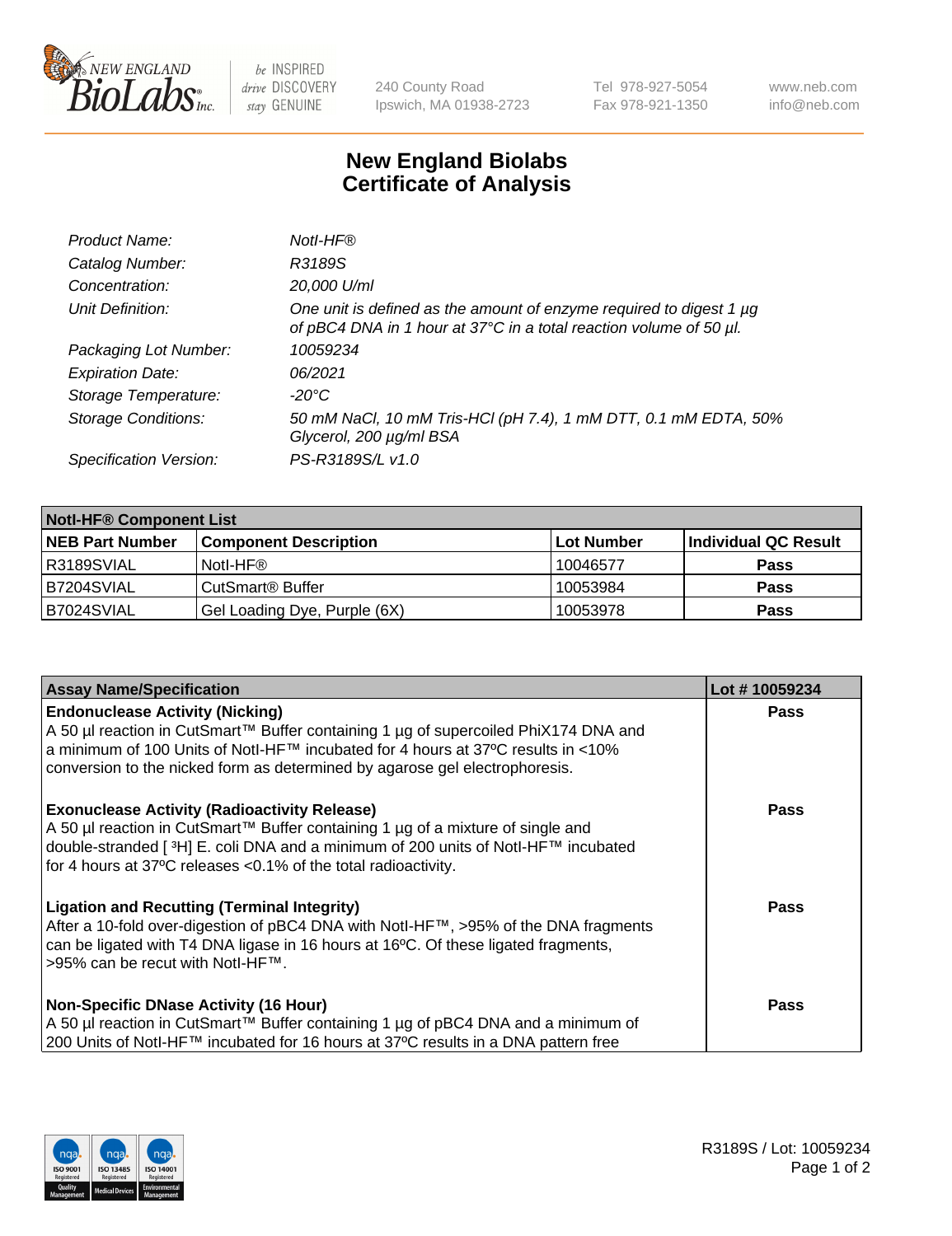240 County Road
Ipswich, MA 01938-2723

Tel 978-927-5054
Fax 978-921-1350

www.neb.com
info@neb.com

# New England Biolabs
# Certificate of Analysis

| | |
|---|---|
| *Product Name:* | *NotI-HF®* |
| *Catalog Number:* | *R3189S* |
| *Concentration:* | *20,000 U/ml* |
| *Unit Definition:* | *One unit is defined as the amount of enzyme required to digest 1 µg of pBC4 DNA in 1 hour at 37°C in a total reaction volume of 50 µl.* |
| *Packaging Lot Number:* | *10059234* |
| *Expiration Date:* | *06/2021* |
| *Storage Temperature:* | *-20°C* |
| *Storage Conditions:* | *50 mM NaCl, 10 mM Tris-HCl (pH 7.4), 1 mM DTT, 0.1 mM EDTA, 50% Glycerol, 200 µg/ml BSA* |
| *Specification Version:* | *PS-R3189S/L v1.0* |

| **NotI-HF® Component List** | | | |
|---|---|---|---|
| **NEB Part Number** | **Component Description** | **Lot Number** | **Individual QC Result** |
| R3189SVIAL | NotI-HF® | 10046577 | **Pass** |
| B7204SVIAL | CutSmart® Buffer | 10053984 | **Pass** |
| B7024SVIAL | Gel Loading Dye, Purple (6X) | 10053978 | **Pass** |

| **Assay Name/Specification** | **Lot # 10059234** |
|---|---|
| **Endonuclease Activity (Nicking)**<br>A 50 µl reaction in CutSmart™ Buffer containing 1 µg of supercoiled PhiX174 DNA and a minimum of 100 Units of NotI-HF™ incubated for 4 hours at 37ºC results in <10% conversion to the nicked form as determined by agarose gel electrophoresis. | **Pass** |
| **Exonuclease Activity (Radioactivity Release)**<br>A 50 µl reaction in CutSmart™ Buffer containing 1 µg of a mixture of single and double-stranded [ $^3$H] E. coli DNA and a minimum of 200 units of NotI-HF™ incubated for 4 hours at 37ºC releases <0.1% of the total radioactivity. | **Pass** |
| **Ligation and Recutting (Terminal Integrity)**<br>After a 10-fold over-digestion of pBC4 DNA with NotI-HF™, >95% of the DNA fragments can be ligated with T4 DNA ligase in 16 hours at 16ºC. Of these ligated fragments, >95% can be recut with NotI-HF™. | **Pass** |
| **Non-Specific DNase Activity (16 Hour)**<br>A 50 µl reaction in CutSmart™ Buffer containing 1 µg of pBC4 DNA and a minimum of 200 Units of NotI-HF™ incubated for 16 hours at 37ºC results in a DNA pattern free | **Pass** |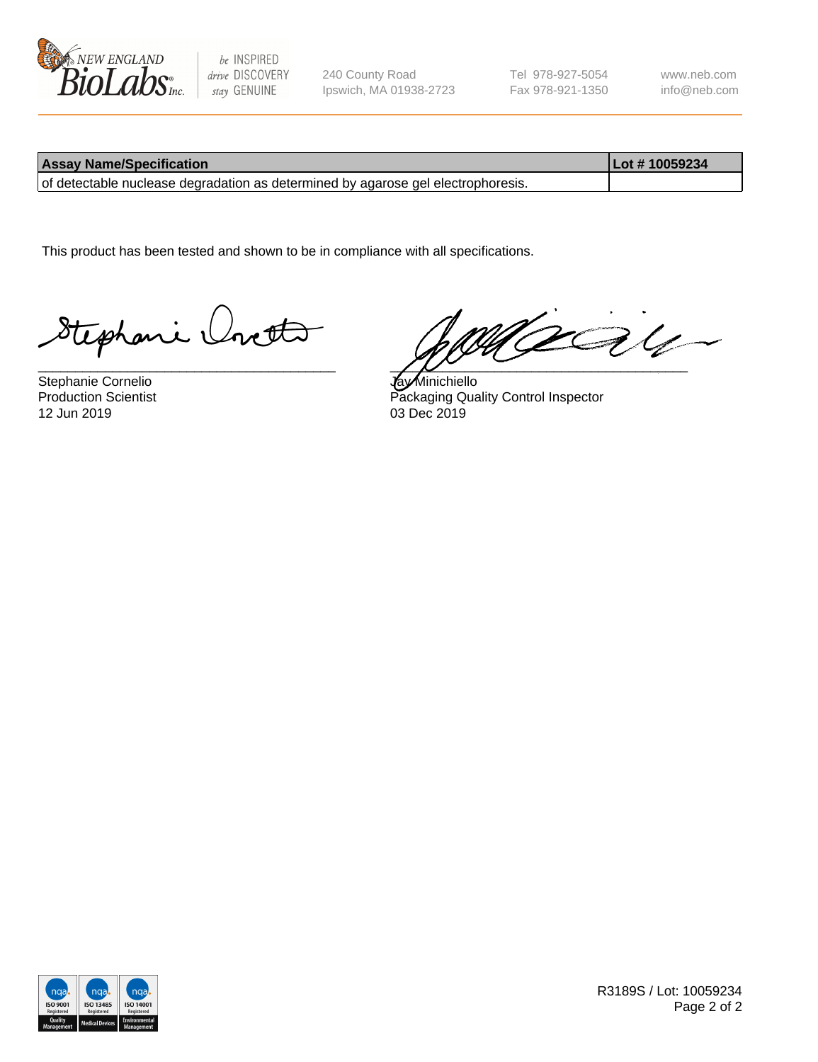| Assay Name/Specification | Lot # 10059234 |
| --- | --- |
| of detectable nuclease degradation as determined by agarose gel electrophoresis. | |

This product has been tested and shown to be in compliance with all specifications.

Stephanie Cornelio
Production Scientist
12 Jun 2019

Jay Minichiello
Packaging Quality Control Inspector
03 Dec 2019

R3189S / Lot: 10059234